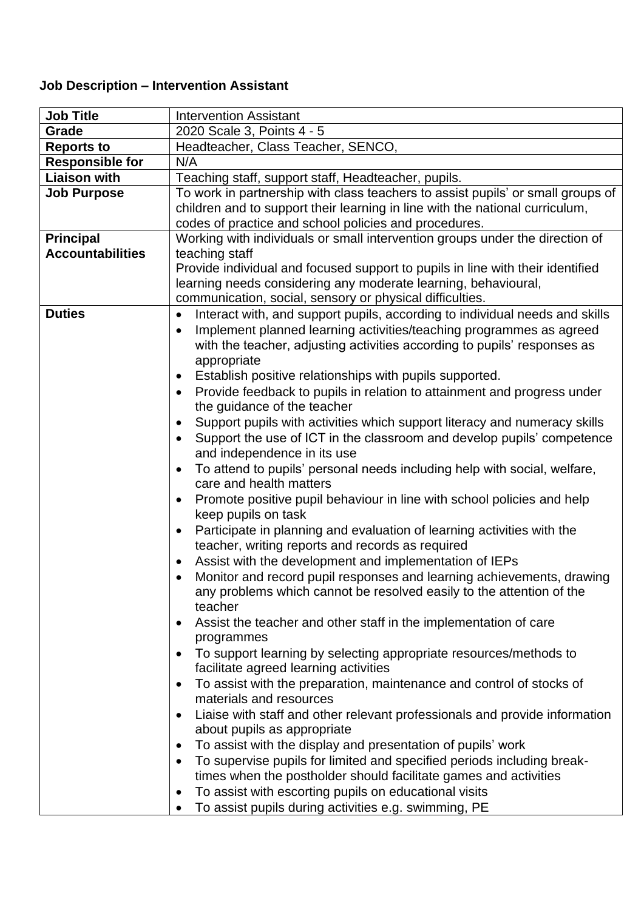**Job Description – Intervention Assistant**

| Job Title | Intervention Assistant |
|---|---|
| **Grade** | 2020 Scale 3, Points 4 - 5 |
| **Reports to** | Headteacher, Class Teacher, SENCO, |
| **Responsible for** | N/A |
| **Liaison with** | Teaching staff, support staff, Headteacher, pupils. |
| **Job Purpose** | To work in partnership with class teachers to assist pupils' or small groups of children and to support their learning in line with the national curriculum, codes of practice and school policies and procedures. |
| **Principal Accountabilities** | Working with individuals or small intervention groups under the direction of teaching staff<br>Provide individual and focused support to pupils in line with their identified learning needs considering any moderate learning, behavioural, communication, social, sensory or physical difficulties. |
| **Duties** | • Interact with, and support pupils, according to individual needs and skills<br>• Implement planned learning activities/teaching programmes as agreed with the teacher, adjusting activities according to pupils' responses as appropriate<br>• Establish positive relationships with pupils supported.<br>• Provide feedback to pupils in relation to attainment and progress under the guidance of the teacher<br>• Support pupils with activities which support literacy and numeracy skills<br>• Support the use of ICT in the classroom and develop pupils' competence and independence in its use<br>• To attend to pupils' personal needs including help with social, welfare, care and health matters<br>• Promote positive pupil behaviour in line with school policies and help keep pupils on task<br>• Participate in planning and evaluation of learning activities with the teacher, writing reports and records as required<br>• Assist with the development and implementation of IEPs<br>• Monitor and record pupil responses and learning achievements, drawing any problems which cannot be resolved easily to the attention of the teacher<br>• Assist the teacher and other staff in the implementation of care programmes<br>• To support learning by selecting appropriate resources/methods to facilitate agreed learning activities<br>• To assist with the preparation, maintenance and control of stocks of materials and resources<br>• Liaise with staff and other relevant professionals and provide information about pupils as appropriate<br>• To assist with the display and presentation of pupils' work<br>• To supervise pupils for limited and specified periods including break-times when the postholder should facilitate games and activities<br>• To assist with escorting pupils on educational visits<br>• To assist pupils during activities e.g. swimming, PE |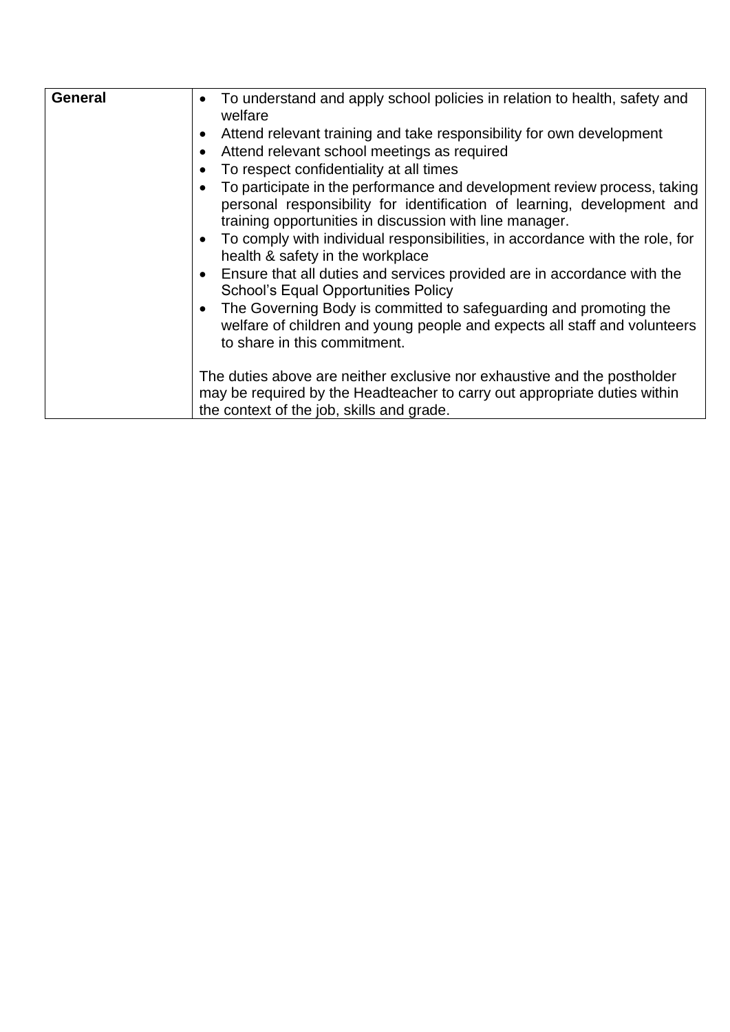| | |
|---|---|
| **General** | • To understand and apply school policies in relation to health, safety and welfare<br>• Attend relevant training and take responsibility for own development<br>• Attend relevant school meetings as required<br>• To respect confidentiality at all times<br>• To participate in the performance and development review process, taking personal responsibility for identification of learning, development and training opportunities in discussion with line manager.<br>• To comply with individual responsibilities, in accordance with the role, for health & safety in the workplace<br>• Ensure that all duties and services provided are in accordance with the School's Equal Opportunities Policy<br>• The Governing Body is committed to safeguarding and promoting the welfare of children and young people and expects all staff and volunteers to share in this commitment.<br><br>The duties above are neither exclusive nor exhaustive and the postholder may be required by the Headteacher to carry out appropriate duties within the context of the job, skills and grade. |